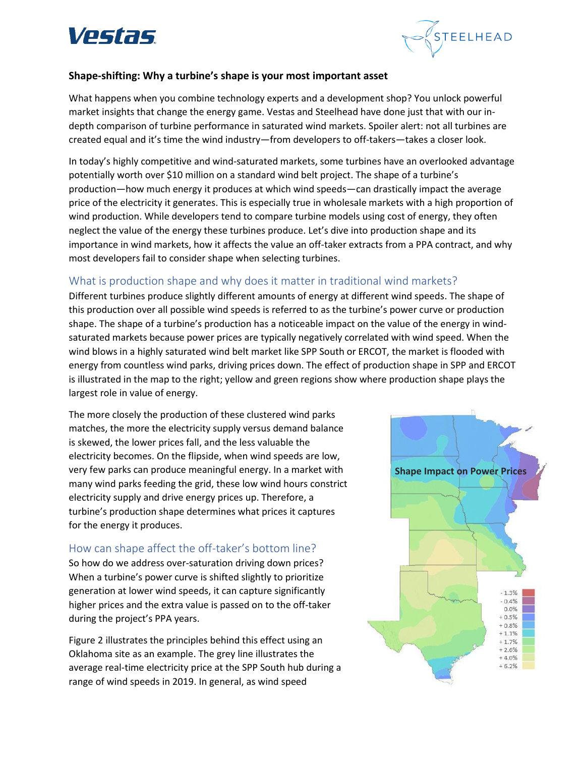## Shape-shifting: Why a turbine's shape is your most important asset

What happens when you combine technology experts and a development shop? You unlock powerful market insights that change the energy game. Vestas and Steelhead have done just that with our in-depth comparison of turbine performance in saturated wind markets. Spoiler alert: not all turbines are created equal and it's time the wind industry—from developers to off-takers—takes a closer look.

In today's highly competitive and wind-saturated markets, some turbines have an overlooked advantage potentially worth over $10 million on a standard wind belt project. The shape of a turbine's production—how much energy it produces at which wind speeds—can drastically impact the average price of the electricity it generates. This is especially true in wholesale markets with a high proportion of wind production. While developers tend to compare turbine models using cost of energy, they often neglect the value of the energy these turbines produce. Let's dive into production shape and its importance in wind markets, how it affects the value an off-taker extracts from a PPA contract, and why most developers fail to consider shape when selecting turbines.

### What is production shape and why does it matter in traditional wind markets?

Different turbines produce slightly different amounts of energy at different wind speeds. The shape of this production over all possible wind speeds is referred to as the turbine's power curve or production shape. The shape of a turbine's production has a noticeable impact on the value of the energy in wind-saturated markets because power prices are typically negatively correlated with wind speed. When the wind blows in a highly saturated wind belt market like SPP South or ERCOT, the market is flooded with energy from countless wind parks, driving prices down. The effect of production shape in SPP and ERCOT is illustrated in the map to the right; yellow and green regions show where production shape plays the largest role in value of energy.

The more closely the production of these clustered wind parks matches, the more the electricity supply versus demand balance is skewed, the lower prices fall, and the less valuable the electricity becomes. On the flipside, when wind speeds are low, very few parks can produce meaningful energy. In a market with many wind parks feeding the grid, these low wind hours constrict electricity supply and drive energy prices up. Therefore, a turbine's production shape determines what prices it captures for the energy it produces.

Shape Impact on Power Prices

- 1.3%, - 0.4%, 0.0%, + 0.5%, + 0.8%, + 1.1%, + 1.7%, + 2.6%, + 4.0%, + 6.2%

### How can shape affect the off-taker's bottom line?

So how do we address over-saturation driving down prices? When a turbine's power curve is shifted slightly to prioritize generation at lower wind speeds, it can capture significantly higher prices and the extra value is passed on to the off-taker during the project's PPA years.

Figure 2 illustrates the principles behind this effect using an Oklahoma site as an example. The grey line illustrates the average real-time electricity price at the SPP South hub during a range of wind speeds in 2019. In general, as wind speed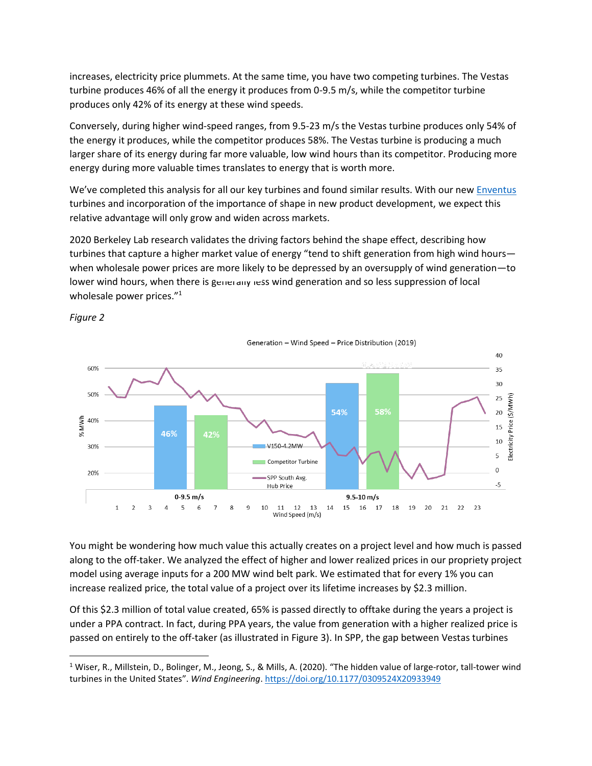increases, electricity price plummets. At the same time, you have two competing turbines. The Vestas turbine produces 46% of all the energy it produces from 0-9.5 m/s, while the competitor turbine produces only 42% of its energy at these wind speeds.

Conversely, during higher wind-speed ranges, from 9.5-23 m/s the Vestas turbine produces only 54% of the energy it produces, while the competitor produces 58%. The Vestas turbine is producing a much larger share of its energy during far more valuable, low wind hours than its competitor. Producing more energy during more valuable times translates to energy that is worth more.

We've completed this analysis for all our key turbines and found similar results. With our new Enventus turbines and incorporation of the importance of shape in new product development, we expect this relative advantage will only grow and widen across markets.

2020 Berkeley Lab research validates the driving factors behind the shape effect, describing how turbines that capture a higher market value of energy "tend to shift generation from high wind hours—when wholesale power prices are more likely to be depressed by an oversupply of wind generation—to lower wind hours, when there is generally less wind generation and so less suppression of local wholesale power prices."[1]

*Figure 2*

Generation – Wind Speed – Price Distribution (2019)

You might be wondering how much value this actually creates on a project level and how much is passed along to the off-taker. We analyzed the effect of higher and lower realized prices in our propriety project model using average inputs for a 200 MW wind belt park. We estimated that for every 1% you can increase realized price, the total value of a project over its lifetime increases by $2.3 million.

Of this $2.3 million of total value created, 65% is passed directly to offtake during the years a project is under a PPA contract. In fact, during PPA years, the value from generation with a higher realized price is passed on entirely to the off-taker (as illustrated in Figure 3). In SPP, the gap between Vestas turbines

[1] Wiser, R., Millstein, D., Bolinger, M., Jeong, S., & Mills, A. (2020). "The hidden value of large-rotor, tall-tower wind turbines in the United States". *Wind Engineering*. https://doi.org/10.1177/0309524X20933949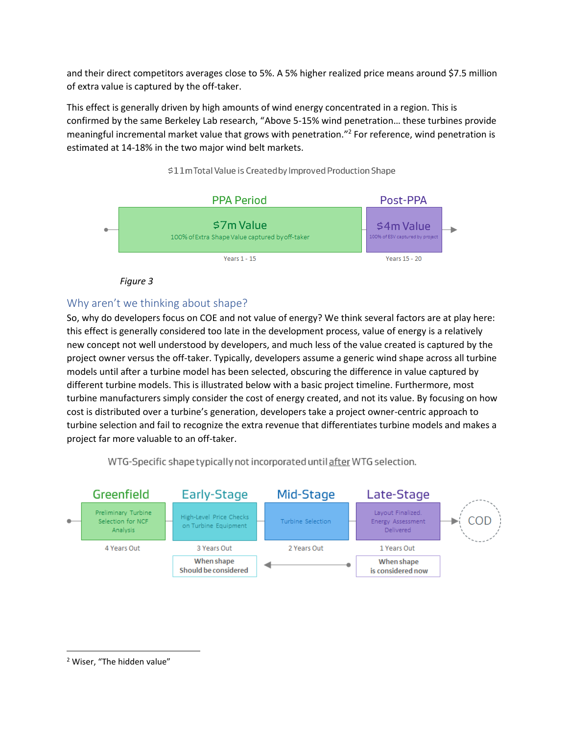and their direct competitors averages close to 5%. A 5% higher realized price means around $7.5 million of extra value is captured by the off-taker.

This effect is generally driven by high amounts of wind energy concentrated in a region. This is confirmed by the same Berkeley Lab research, "Above 5-15% wind penetration… these turbines provide meaningful incremental market value that grows with penetration."[2] For reference, wind penetration is estimated at 14-18% in the two major wind belt markets.

$11m Total Value is Created by Improved Production Shape

| PPA Period | Post-PPA |
| --- | --- |
| $7m Value<br>100% of Extra Shape Value captured by off-taker | $4m Value<br>100% of ESV captured by project |
| Years 1 - 15 | Years 15 - 20 |

*Figure 3*

## Why aren't we thinking about shape?

So, why do developers focus on COE and not value of energy? We think several factors are at play here: this effect is generally considered too late in the development process, value of energy is a relatively new concept not well understood by developers, and much less of the value created is captured by the project owner versus the off-taker. Typically, developers assume a generic wind shape across all turbine models until after a turbine model has been selected, obscuring the difference in value captured by different turbine models. This is illustrated below with a basic project timeline. Furthermore, most turbine manufacturers simply consider the cost of energy created, and not its value. By focusing on how cost is distributed over a turbine's generation, developers take a project owner-centric approach to turbine selection and fail to recognize the extra revenue that differentiates turbine models and makes a project far more valuable to an off-taker.

WTG-Specific shape typically not incorporated until after WTG selection.

| Greenfield | Early-Stage | Mid-Stage | Late-Stage | |
| --- | --- | --- | --- | --- |
| Preliminary Turbine Selection for NCF Analysis | High-Level Price Checks on Turbine Equipment | Turbine Selection | Layout Finalized. Energy Assessment Delivered | COD |
| 4 Years Out | 3 Years Out | 2 Years Out | 1 Years Out | |
| | When shape Should be considered | ← | When shape is considered now | |

---

[2] Wiser, "The hidden value"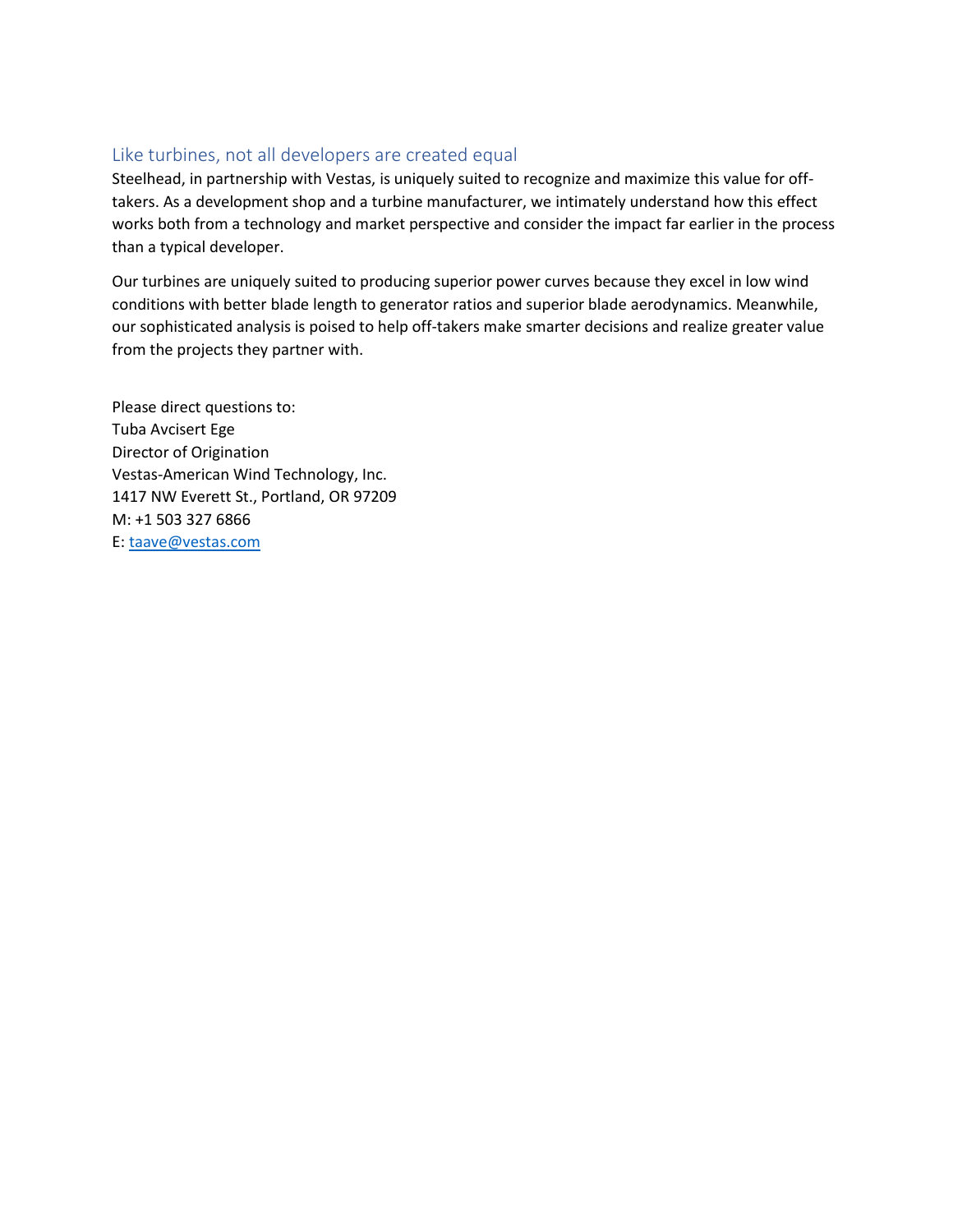## Like turbines, not all developers are created equal

Steelhead, in partnership with Vestas, is uniquely suited to recognize and maximize this value for off-takers. As a development shop and a turbine manufacturer, we intimately understand how this effect works both from a technology and market perspective and consider the impact far earlier in the process than a typical developer.

Our turbines are uniquely suited to producing superior power curves because they excel in low wind conditions with better blade length to generator ratios and superior blade aerodynamics. Meanwhile, our sophisticated analysis is poised to help off-takers make smarter decisions and realize greater value from the projects they partner with.

Please direct questions to:
Tuba Avcisert Ege
Director of Origination
Vestas-American Wind Technology, Inc.
1417 NW Everett St., Portland, OR 97209
M: +1 503 327 6866
E: taave@vestas.com